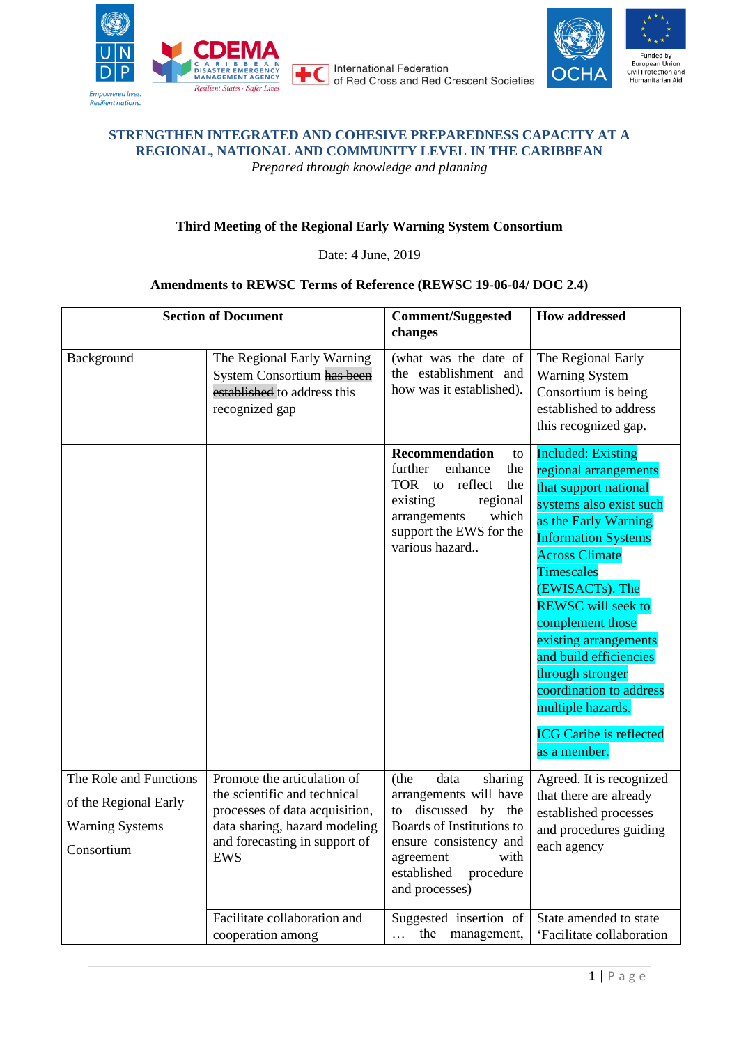**STRENGTHEN INTEGRATED AND COHESIVE PREPAREDNESS CAPACITY AT A REGIONAL, NATIONAL AND COMMUNITY LEVEL IN THE CARIBBEAN**

*Prepared through knowledge and planning*

**Third Meeting of the Regional Early Warning System Consortium**

Date: 4 June, 2019

**Amendments to REWSC Terms of Reference (REWSC 19-06-04/ DOC 2.4)**

| Section of Document | | Comment/Suggested changes | How addressed |
|---|---|---|---|
| Background | The Regional Early Warning System Consortium ~~has been established~~ to address this recognized gap | (what was the date of the establishment and how was it established). | The Regional Early Warning System Consortium is being established to address this recognized gap. |
| | | **Recommendation** to further enhance the TOR to reflect the existing regional arrangements which support the EWS for the various hazard.. | Included: Existing regional arrangements that support national systems also exist such as the Early Warning Information Systems Across Climate Timescales (EWISACTs). The REWSC will seek to complement those existing arrangements and build efficiencies through stronger coordination to address multiple hazards.<br><br>ICG Caribe is reflected as a member. |
| The Role and Functions of the Regional Early Warning Systems Consortium | Promote the articulation of the scientific and technical processes of data acquisition, data sharing, hazard modeling and forecasting in support of EWS | (the data sharing arrangements will have to discussed by the Boards of Institutions to ensure consistency and agreement with established procedure and processes) | Agreed. It is recognized that there are already established processes and procedures guiding each agency |
| | Facilitate collaboration and cooperation among | Suggested insertion of … the management, | State amended to state 'Facilitate collaboration |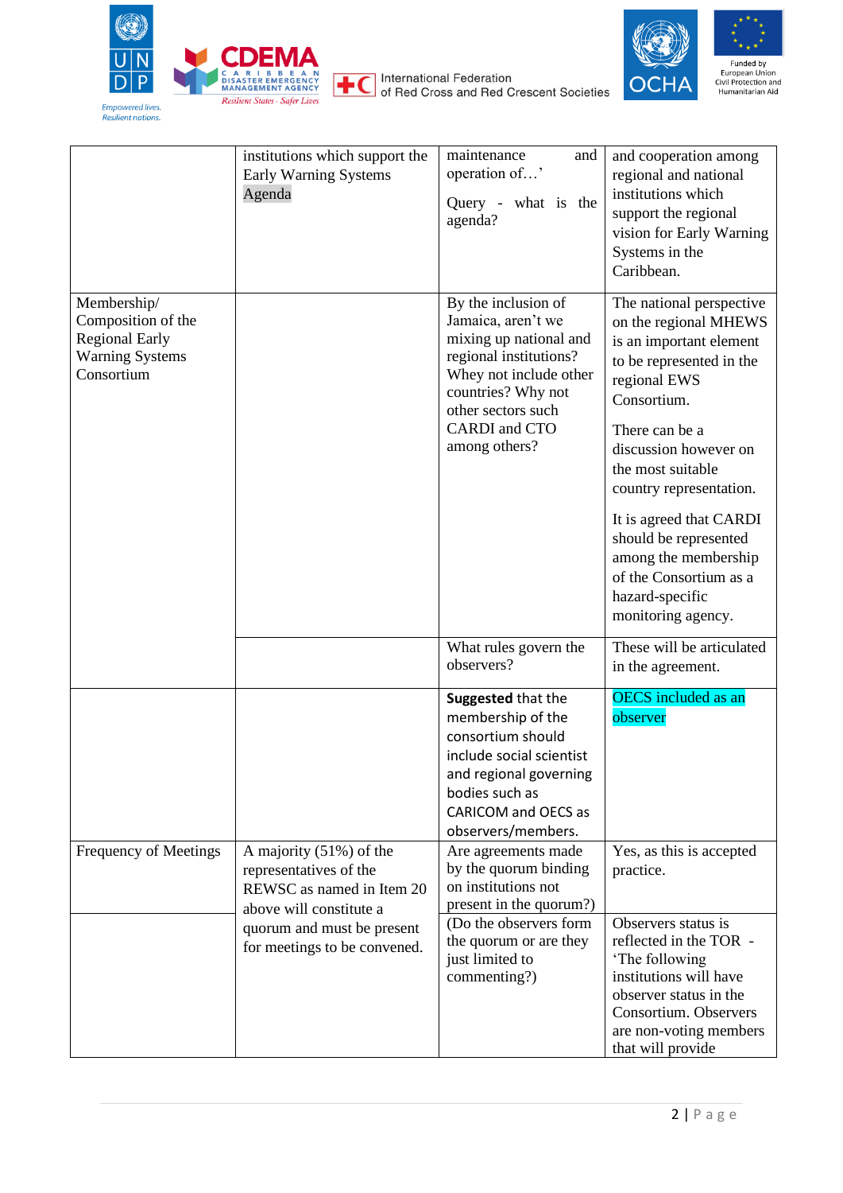| | | | |
|---|---|---|---|
| | institutions which support the Early Warning Systems Agenda | maintenance and operation of…' Query - what is the agenda? | and cooperation among regional and national institutions which support the regional vision for Early Warning Systems in the Caribbean. |
| Membership/ Composition of the Regional Early Warning Systems Consortium | | By the inclusion of Jamaica, aren't we mixing up national and regional institutions? Whey not include other countries? Why not other sectors such CARDI and CTO among others? | The national perspective on the regional MHEWS is an important element to be represented in the regional EWS Consortium. There can be a discussion however on the most suitable country representation. It is agreed that CARDI should be represented among the membership of the Consortium as a hazard-specific monitoring agency. |
| | | What rules govern the observers? | These will be articulated in the agreement. |
| | | **Suggested** that the membership of the consortium should include social scientist and regional governing bodies such as CARICOM and OECS as observers/members. | OECS included as an observer |
| Frequency of Meetings | A majority (51%) of the representatives of the REWSC as named in Item 20 above will constitute a quorum and must be present for meetings to be convened. | Are agreements made by the quorum binding on institutions not present in the quorum?) | Yes, as this is accepted practice. |
| | | (Do the observers form the quorum or are they just limited to commenting?) | Observers status is reflected in the TOR - 'The following institutions will have observer status in the Consortium. Observers are non-voting members that will provide |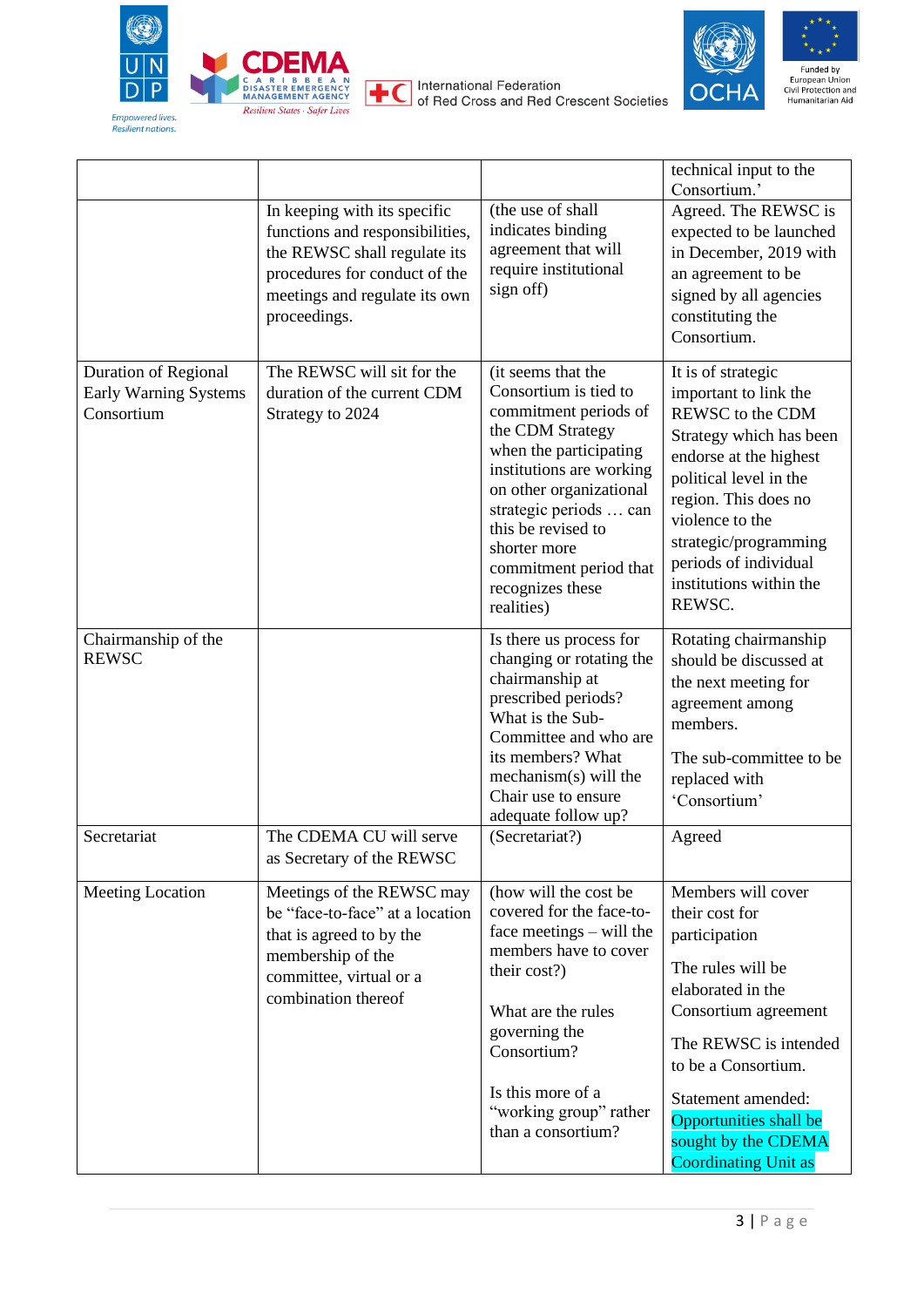| | | | |
|---|---|---|---|
| | | | technical input to the Consortium.' |
| | In keeping with its specific functions and responsibilities, the REWSC shall regulate its procedures for conduct of the meetings and regulate its own proceedings. | (the use of shall indicates binding agreement that will require institutional sign off) | Agreed. The REWSC is expected to be launched in December, 2019 with an agreement to be signed by all agencies constituting the Consortium. |
| Duration of Regional Early Warning Systems Consortium | The REWSC will sit for the duration of the current CDM Strategy to 2024 | (it seems that the Consortium is tied to commitment periods of the CDM Strategy when the participating institutions are working on other organizational strategic periods … can this be revised to shorter more commitment period that recognizes these realities) | It is of strategic important to link the REWSC to the CDM Strategy which has been endorse at the highest political level in the region. This does no violence to the strategic/programming periods of individual institutions within the REWSC. |
| Chairmanship of the REWSC | | Is there us process for changing or rotating the chairmanship at prescribed periods? What is the Sub-Committee and who are its members? What mechanism(s) will the Chair use to ensure adequate follow up? | Rotating chairmanship should be discussed at the next meeting for agreement among members.<br><br>The sub-committee to be replaced with 'Consortium' |
| Secretariat | The CDEMA CU will serve as Secretary of the REWSC | (Secretariat?) | Agreed |
| Meeting Location | Meetings of the REWSC may be "face-to-face" at a location that is agreed to by the membership of the committee, virtual or a combination thereof | (how will the cost be covered for the face-to-face meetings – will the members have to cover their cost?)<br><br>What are the rules governing the Consortium?<br><br>Is this more of a "working group" rather than a consortium? | Members will cover their cost for participation<br><br>The rules will be elaborated in the Consortium agreement<br><br>The REWSC is intended to be a Consortium.<br><br>Statement amended: Opportunities shall be sought by the CDEMA Coordinating Unit as |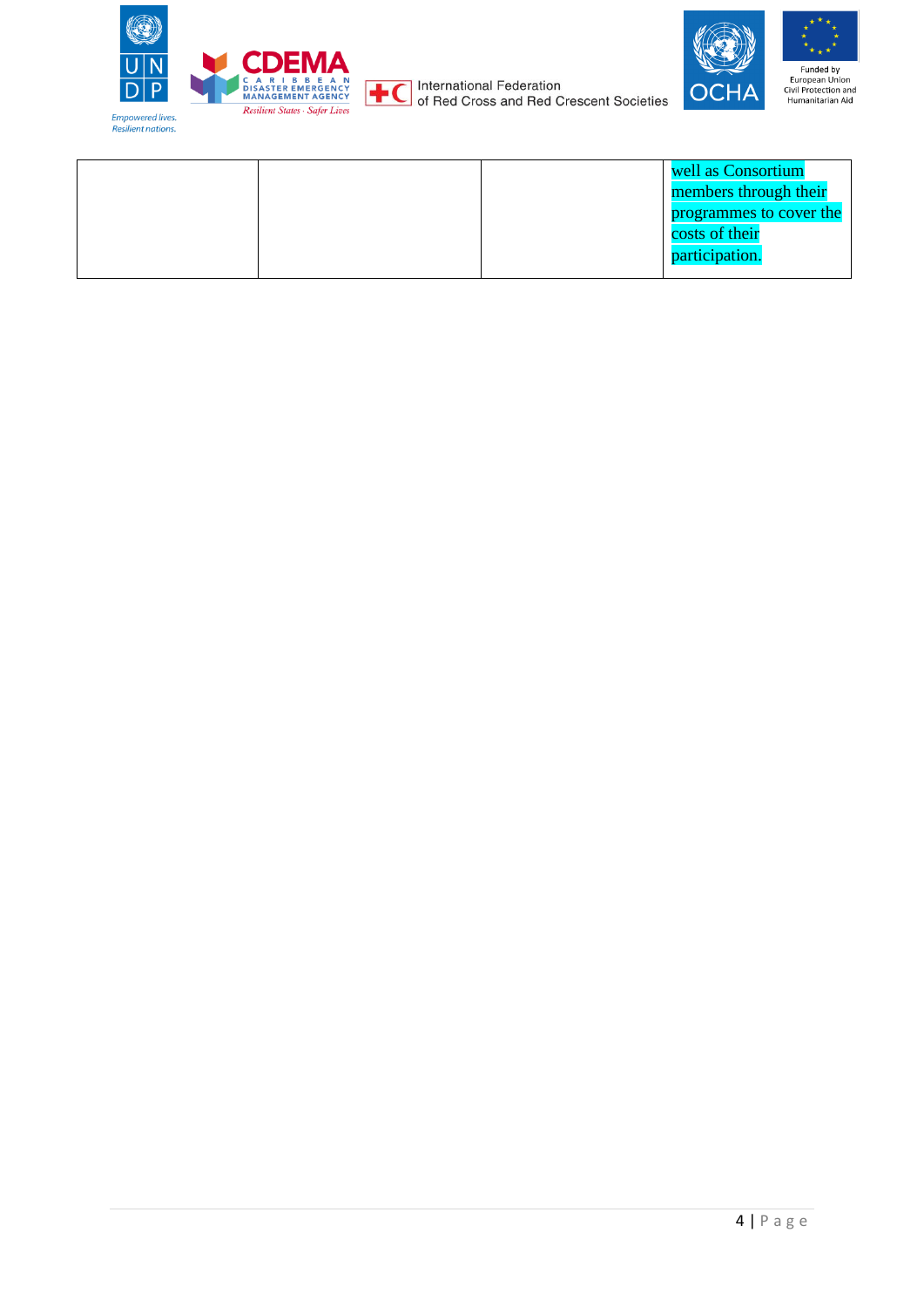| | | | |
|---|---|---|---|
| | | | well as Consortium members through their programmes to cover the costs of their participation. |